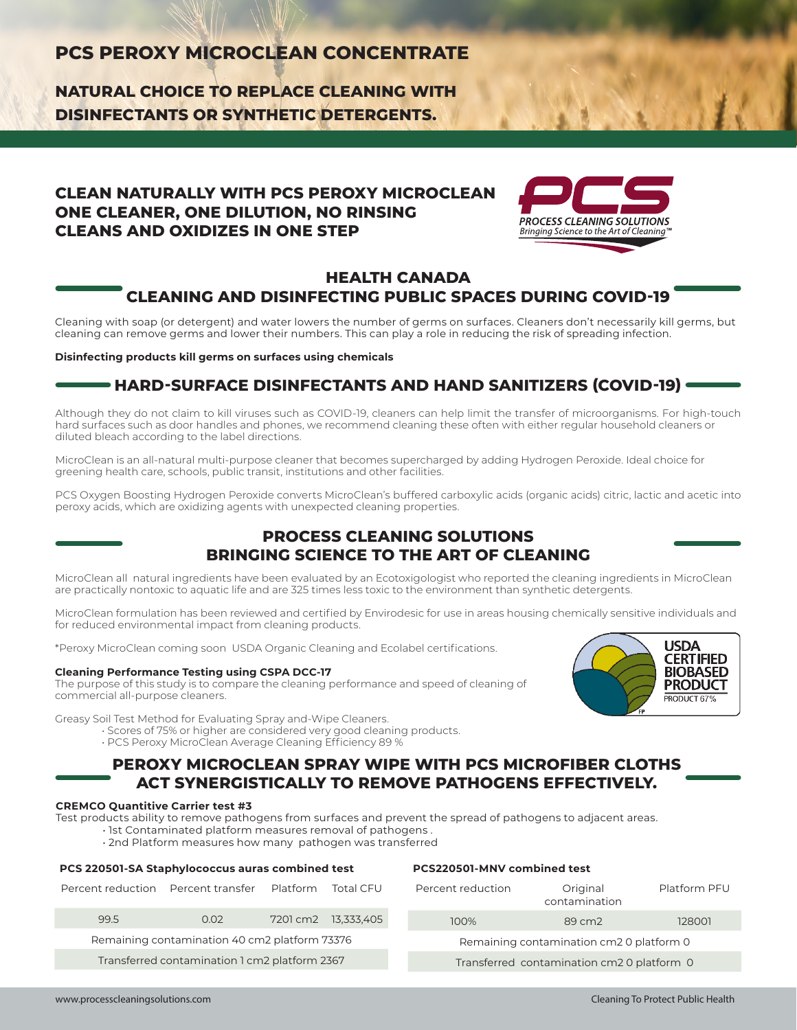# PCS PEROXY MICROCLEAN CONCENTRATE

## NATURAL CHOICE TO REPLACE CLEANING WITH DISINFECTANTS OR SYNTHETIC DETERGENTS.

### CLEAN NATURALLY WITH PCS PEROXY MICROCLEAN ONE CLEANER, ONE DILUTION, NO RINSING CLEANS AND OXIDIZES IN ONE STEP

PCS
PROCESS CLEANING SOLUTIONS
*Bringing Science to the Art of Cleaning™*

## HEALTH CANADA
## CLEANING AND DISINFECTING PUBLIC SPACES DURING COVID-19

Cleaning with soap (or detergent) and water lowers the number of germs on surfaces. Cleaners don't necessarily kill germs, but cleaning can remove germs and lower their numbers. This can play a role in reducing the risk of spreading infection.

**Disinfecting products kill germs on surfaces using chemicals**

## HARD-SURFACE DISINFECTANTS AND HAND SANITIZERS (COVID-19)

Although they do not claim to kill viruses such as COVID-19, cleaners can help limit the transfer of microorganisms. For high-touch hard surfaces such as door handles and phones, we recommend cleaning these often with either regular household cleaners or diluted bleach according to the label directions.

MicroClean is an all-natural multi-purpose cleaner that becomes supercharged by adding Hydrogen Peroxide. Ideal choice for greening health care, schools, public transit, institutions and other facilities.

PCS Oxygen Boosting Hydrogen Peroxide converts MicroClean's buffered carboxylic acids (organic acids) citric, lactic and acetic into peroxy acids, which are oxidizing agents with unexpected cleaning properties.

## PROCESS CLEANING SOLUTIONS
## BRINGING SCIENCE TO THE ART OF CLEANING

MicroClean all natural ingredients have been evaluated by an Ecotoxigologist who reported the cleaning ingredients in MicroClean are practically nontoxic to aquatic life and are 325 times less toxic to the environment than synthetic detergents.

MicroClean formulation has been reviewed and certified by Envirodesic for use in areas housing chemically sensitive individuals and for reduced environmental impact from cleaning products.

*Peroxy MicroClean coming soon USDA Organic Cleaning and Ecolabel certifications.

USDA CERTIFIED BIOBASED PRODUCT
PRODUCT 67%

**Cleaning Performance Testing using CSPA DCC-17**
The purpose of this study is to compare the cleaning performance and speed of cleaning of commercial all-purpose cleaners.

Greasy Soil Test Method for Evaluating Spray and-Wipe Cleaners.

- Scores of 75% or higher are considered very good cleaning products.
- PCS Peroxy MicroClean Average Cleaning Efficiency 89 %

## PEROXY MICROCLEAN SPRAY WIPE WITH PCS MICROFIBER CLOTHS ACT SYNERGISTICALLY TO REMOVE PATHOGENS EFFECTIVELY.

**CREMCO Quantitive Carrier test #3**
Test products ability to remove pathogens from surfaces and prevent the spread of pathogens to adjacent areas.

- 1st Contaminated platform measures removal of pathogens .
- 2nd Platform measures how many pathogen was transferred

**PCS 220501-SA Staphylococcus auras combined test**

| Percent reduction | Percent transfer | Platform | Total CFU |
|---|---|---|---|
| 99.5 | 0.02 | 7201 cm2 | 13,333,405 |
| Remaining contamination 40 cm2 platform 73376 | | | |
| Transferred contamination 1 cm2 platform 2367 | | | |

**PCS220501-MNV combined test**

| Percent reduction | Original contamination | Platform PFU |
|---|---|---|
| 100% | 89 cm2 | 128001 |
| Remaining contamination cm2 0 platform 0 | | |
| Transferred contamination cm2 0 platform 0 | | |

www.processcleaningsolutions.com

Cleaning To Protect Public Health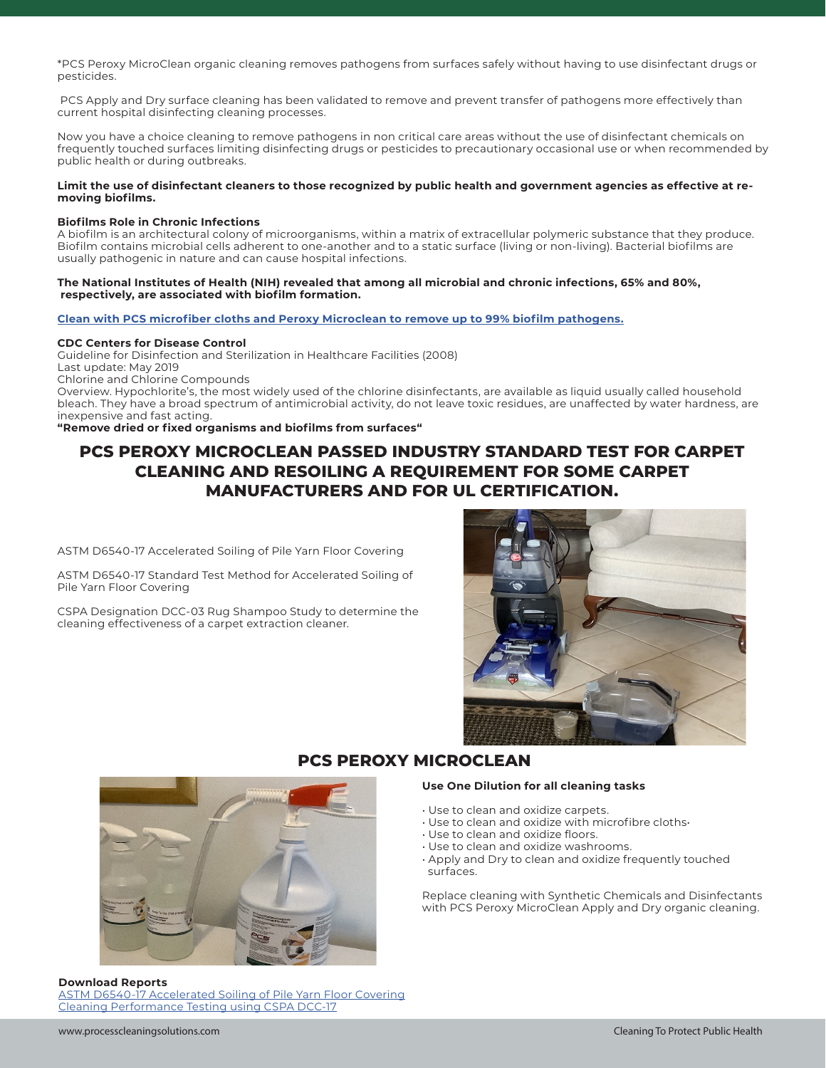*PCS Peroxy MicroClean organic cleaning removes pathogens from surfaces safely without having to use disinfectant drugs or pesticides.

PCS Apply and Dry surface cleaning has been validated to remove and prevent transfer of pathogens more effectively than current hospital disinfecting cleaning processes.

Now you have a choice cleaning to remove pathogens in non critical care areas without the use of disinfectant chemicals on frequently touched surfaces limiting disinfecting drugs or pesticides to precautionary occasional use or when recommended by public health or during outbreaks.

**Limit the use of disinfectant cleaners to those recognized by public health and government agencies as effective at removing biofilms.**

**Biofilms Role in Chronic Infections**
A biofilm is an architectural colony of microorganisms, within a matrix of extracellular polymeric substance that they produce. Biofilm contains microbial cells adherent to one-another and to a static surface (living or non-living). Bacterial biofilms are usually pathogenic in nature and can cause hospital infections.

**The National Institutes of Health (NIH) revealed that among all microbial and chronic infections, 65% and 80%, respectively, are associated with biofilm formation.**

**Clean with PCS microfiber cloths and Peroxy Microclean to remove up to 99% biofilm pathogens.**

**CDC Centers for Disease Control**
Guideline for Disinfection and Sterilization in Healthcare Facilities (2008)
Last update: May 2019
Chlorine and Chlorine Compounds
Overview. Hypochlorite's, the most widely used of the chlorine disinfectants, are available as liquid usually called household bleach. They have a broad spectrum of antimicrobial activity, do not leave toxic residues, are unaffected by water hardness, are inexpensive and fast acting.
**"Remove dried or fixed organisms and biofilms from surfaces"**

## PCS PEROXY MICROCLEAN PASSED INDUSTRY STANDARD TEST FOR CARPET CLEANING AND RESOILING A REQUIREMENT FOR SOME CARPET MANUFACTURERS AND FOR UL CERTIFICATION.

ASTM D6540-17 Accelerated Soiling of Pile Yarn Floor Covering

ASTM D6540-17 Standard Test Method for Accelerated Soiling of Pile Yarn Floor Covering

CSPA Designation DCC-03 Rug Shampoo Study to determine the cleaning effectiveness of a carpet extraction cleaner.

## PCS PEROXY MICROCLEAN

**Use One Dilution for all cleaning tasks**

- Use to clean and oxidize carpets.
- Use to clean and oxidize with microfibre cloths.
- Use to clean and oxidize floors.
- Use to clean and oxidize washrooms.
- Apply and Dry to clean and oxidize frequently touched surfaces.

Replace cleaning with Synthetic Chemicals and Disinfectants with PCS Peroxy MicroClean Apply and Dry organic cleaning.

**Download Reports**
ASTM D6540-17 Accelerated Soiling of Pile Yarn Floor Covering
Cleaning Performance Testing using CSPA DCC-17